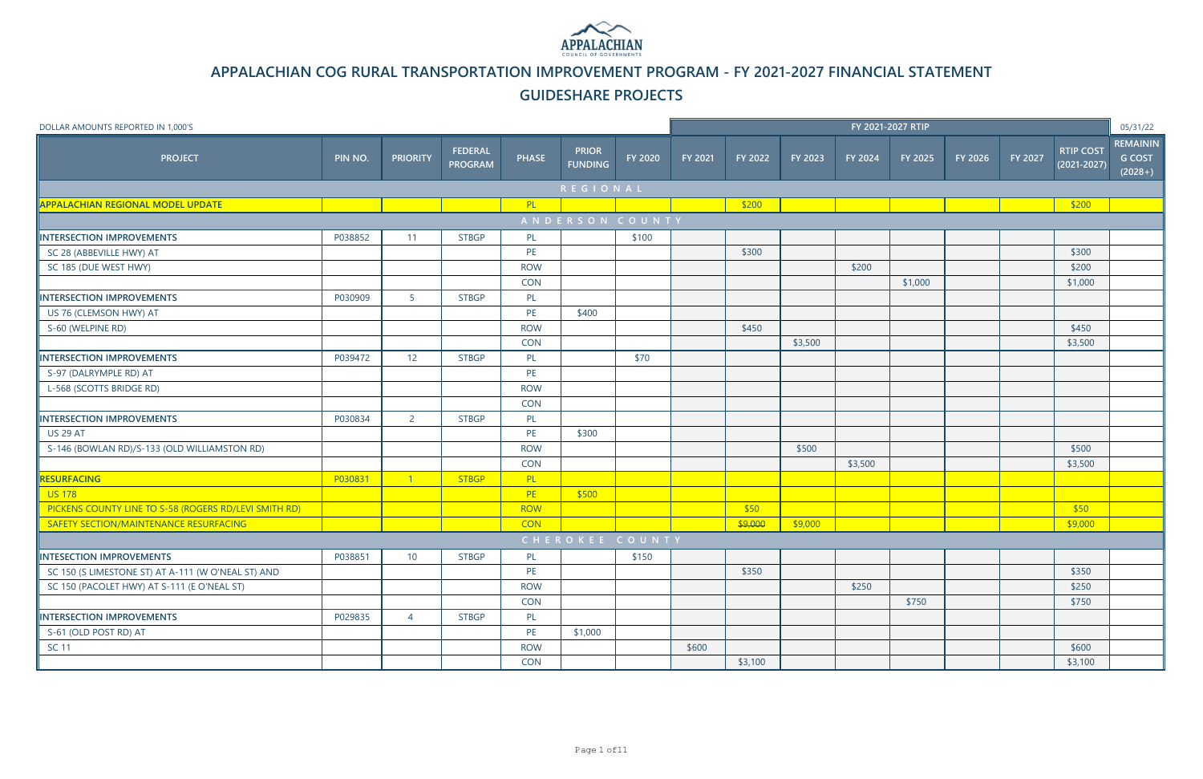APPALACHIAN COUNCIL OF GOVERNMENTS

# APPALACHIAN COG RURAL TRANSPORTATION IMPROVEMENT PROGRAM - FY 2021-2027 FINANCIAL STATEMENT

## GUIDESHARE PROJECTS

DOLLAR AMOUNTS REPORTED IN 1,000'S

05/31/22

| PROJECT | PIN NO. | PRIORITY | FEDERAL PROGRAM | PHASE | PRIOR FUNDING | FY 2020 | FY 2021-2027 RTIP | | | | | | | RTIP COST (2021-2027) | REMAINING COST (2028+) |
|---|---|---|---|---|---|---|---|---|---|---|---|---|---|---|---|
| | | | | | | | FY 2021 | FY 2022 | FY 2023 | FY 2024 | FY 2025 | FY 2026 | FY 2027 | | |
| **REGIONAL** | | | | | | | | | | | | | | | |
| **APPALACHIAN REGIONAL MODEL UPDATE** | | | | PL | | | | $200 | | | | | | $200 | |
| **ANDERSON COUNTY** | | | | | | | | | | | | | | | |
| **INTERSECTION IMPROVEMENTS** | P038852 | 11 | STBGP | PL | | $100 | | | | | | | | | |
| SC 28 (ABBEVILLE HWY) AT | | | | PE | | | | $300 | | | | | | $300 | |
| SC 185 (DUE WEST HWY) | | | | ROW | | | | | | $200 | | | | $200 | |
| | | | | CON | | | | | | | $1,000 | | | $1,000 | |
| **INTERSECTION IMPROVEMENTS** | P030909 | 5 | STBGP | PL | | | | | | | | | | | |
| US 76 (CLEMSON HWY) AT | | | | PE | $400 | | | | | | | | | | |
| S-60 (WELPINE RD) | | | | ROW | | | | $450 | | | | | | $450 | |
| | | | | CON | | | | | $3,500 | | | | | $3,500 | |
| **INTERSECTION IMPROVEMENTS** | P039472 | 12 | STBGP | PL | | $70 | | | | | | | | | |
| S-97 (DALRYMPLE RD) AT | | | | PE | | | | | | | | | | | |
| L-568 (SCOTTS BRIDGE RD) | | | | ROW | | | | | | | | | | | |
| | | | | CON | | | | | | | | | | | |
| **INTERSECTION IMPROVEMENTS** | P030834 | 2 | STBGP | PL | | | | | | | | | | | |
| US 29 AT | | | | PE | $300 | | | | | | | | | | |
| S-146 (BOWLAN RD)/S-133 (OLD WILLIAMSTON RD) | | | | ROW | | | | | $500 | | | | | $500 | |
| | | | | CON | | | | | | $3,500 | | | | $3,500 | |
| **RESURFACING** | P030831 | 1 | STBGP | PL | | | | | | | | | | | |
| US 178 | | | | PE | $500 | | | | | | | | | | |
| PICKENS COUNTY LINE TO S-58 (ROGERS RD/LEVI SMITH RD) | | | | ROW | | | | $50 | | | | | | $50 | |
| SAFETY SECTION/MAINTENANCE RESURFACING | | | | CON | | | | ~~$9,000~~ | $9,000 | | | | | $9,000 | |
| **CHEROKEE COUNTY** | | | | | | | | | | | | | | | |
| **INTESECTION IMPROVEMENTS** | P038851 | 10 | STBGP | PL | | $150 | | | | | | | | | |
| SC 150 (S LIMESTONE ST) AT A-111 (W O'NEAL ST) AND | | | | PE | | | | $350 | | | | | | $350 | |
| SC 150 (PACOLET HWY) AT S-111 (E O'NEAL ST) | | | | ROW | | | | | | $250 | | | | $250 | |
| | | | | CON | | | | | | | $750 | | | $750 | |
| **INTERSECTION IMPROVEMENTS** | P029835 | 4 | STBGP | PL | | | | | | | | | | | |
| S-61 (OLD POST RD) AT | | | | PE | $1,000 | | | | | | | | | | |
| SC 11 | | | | ROW | | | $600 | | | | | | | $600 | |
| | | | | CON | | | | $3,100 | | | | | | $3,100 | |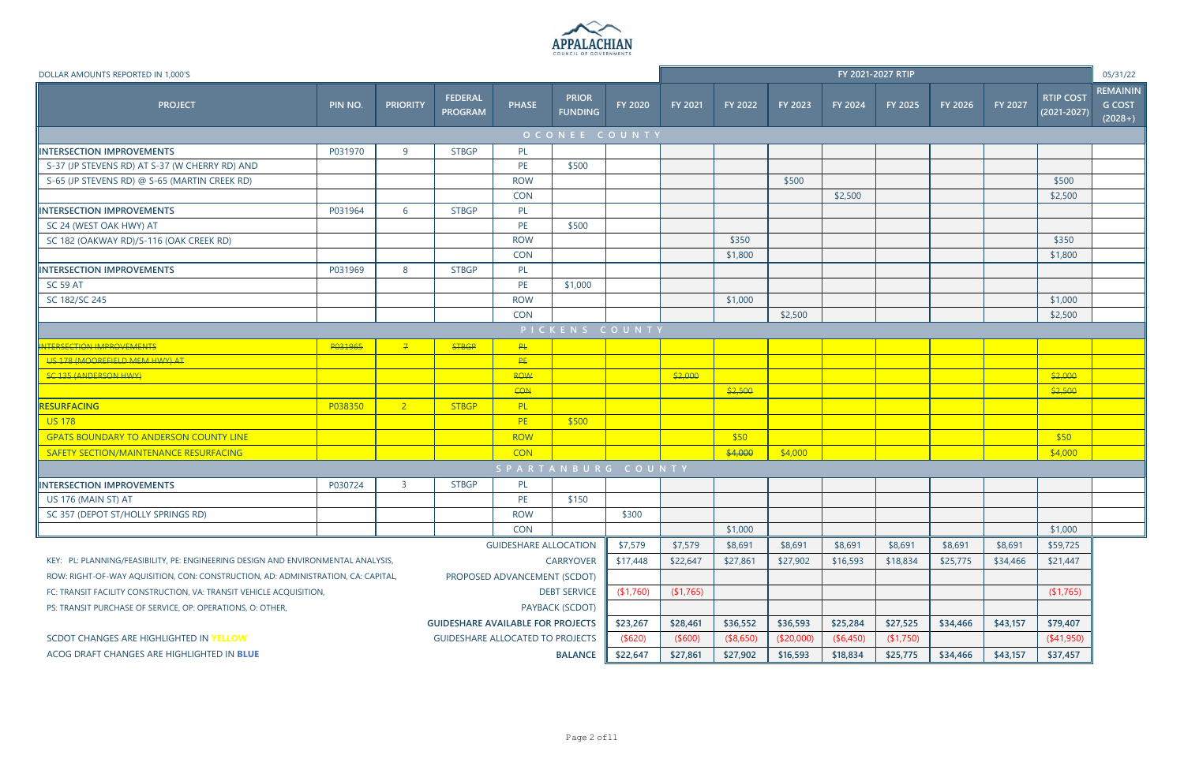APPALACHIAN COUNCIL OF GOVERNMENTS

DOLLAR AMOUNTS REPORTED IN 1,000'S

05/31/22

| PROJECT | PIN NO. | PRIORITY | FEDERAL PROGRAM | PHASE | PRIOR FUNDING | FY 2020 | FY 2021-2027 RTIP | | | | | | | | REMAINING COST (2028+) |
|---|---|---|---|---|---|---|---|---|---|---|---|---|---|---|---|
| | | | | | | | FY 2021 | FY 2022 | FY 2023 | FY 2024 | FY 2025 | FY 2026 | FY 2027 | RTIP COST (2021-2027) | |
| **OCONEE COUNTY** | | | | | | | | | | | | | | | |
| **INTERSECTION IMPROVEMENTS** | P031970 | 9 | STBGP | PL | | | | | | | | | | | |
| S-37 (JP STEVENS RD) AT S-37 (W CHERRY RD) AND | | | | PE | $500 | | | | | | | | | | |
| S-65 (JP STEVENS RD) @ S-65 (MARTIN CREEK RD) | | | | ROW | | | | | $500 | | | | | $500 | |
| | | | | CON | | | | | | $2,500 | | | | $2,500 | |
| **INTERSECTION IMPROVEMENTS** | P031964 | 6 | STBGP | PL | | | | | | | | | | | |
| SC 24 (WEST OAK HWY) AT | | | | PE | $500 | | | | | | | | | | |
| SC 182 (OAKWAY RD)/S-116 (OAK CREEK RD) | | | | ROW | | | | $350 | | | | | | $350 | |
| | | | | CON | | | | $1,800 | | | | | | $1,800 | |
| **INTERSECTION IMPROVEMENTS** | P031969 | 8 | STBGP | PL | | | | | | | | | | | |
| SC 59 AT | | | | PE | $1,000 | | | | | | | | | | |
| SC 182/SC 245 | | | | ROW | | | | $1,000 | | | | | | $1,000 | |
| | | | | CON | | | | | $2,500 | | | | | $2,500 | |
| **PICKENS COUNTY** | | | | | | | | | | | | | | | |
| ~~**INTERSECTION IMPROVEMENTS**~~ | ~~P031965~~ | ~~7~~ | ~~STBGP~~ | ~~PL~~ | | | | | | | | | | | |
| ~~US 178 (MOOREFIELD MEM HWY) AT~~ | | | | ~~PE~~ | | | | | | | | | | | |
| ~~SC 135 (ANDERSON HWY)~~ | | | | ~~ROW~~ | | | ~~$2,000~~ | | | | | | | ~~$2,000~~ | |
| | | | | ~~CON~~ | | | | ~~$2,500~~ | | | | | | ~~$2,500~~ | |
| **RESURFACING** | P038350 | 2 | STBGP | PL | | | | | | | | | | | |
| US 178 | | | | PE | $500 | | | | | | | | | | |
| GPATS BOUNDARY TO ANDERSON COUNTY LINE | | | | ROW | | | | $50 | | | | | | $50 | |
| SAFETY SECTION/MAINTENANCE RESURFACING | | | | CON | | | | ~~$4,000~~ | $4,000 | | | | | $4,000 | |
| **SPARTANBURG COUNTY** | | | | | | | | | | | | | | | |
| **INTERSECTION IMPROVEMENTS** | P030724 | 3 | STBGP | PL | | | | | | | | | | | |
| US 176 (MAIN ST) AT | | | | PE | $150 | | | | | | | | | | |
| SC 357 (DEPOT ST/HOLLY SPRINGS RD) | | | | ROW | | $300 | | | | | | | | | |
| | | | | CON | | | | $1,000 | | | | | | $1,000 | |

| | FY 2020 | FY 2021 | FY 2022 | FY 2023 | FY 2024 | FY 2025 | FY 2026 | FY 2027 | RTIP COST (2021-2027) |
|---|---|---|---|---|---|---|---|---|---|
| GUIDESHARE ALLOCATION | $7,579 | $7,579 | $8,691 | $8,691 | $8,691 | $8,691 | $8,691 | $8,691 | $59,725 |
| CARRYOVER | $17,448 | $22,647 | $27,861 | $27,902 | $16,593 | $18,834 | $25,775 | $34,466 | $21,447 |
| PROPOSED ADVANCEMENT (SCDOT) | | | | | | | | | |
| DEBT SERVICE | ($1,760) | ($1,765) | | | | | | | ($1,765) |
| PAYBACK (SCDOT) | | | | | | | | | |
| GUIDESHARE AVAILABLE FOR PROJECTS | $23,267 | $28,461 | $36,552 | $36,593 | $25,284 | $27,525 | $34,466 | $43,157 | $79,407 |
| GUIDESHARE ALLOCATED TO PROJECTS | ($620) | ($600) | ($8,650) | ($20,000) | ($6,450) | ($1,750) | | | ($41,950) |
| BALANCE | $22,647 | $27,861 | $27,902 | $16,593 | $18,834 | $25,775 | $34,466 | $43,157 | $37,457 |

KEY: PL: PLANNING/FEASIBILITY, PE: ENGINEERING DESIGN AND ENVIRONMENTAL ANALYSIS,
ROW: RIGHT-OF-WAY AQUISITION, CON: CONSTRUCTION, AD: ADMINISTRATION, CA: CAPITAL,
FC: TRANSIT FACILITY CONSTRUCTION, VA: TRANSIT VEHICLE ACQUISITION,
PS: TRANSIT PURCHASE OF SERVICE, OP: OPERATIONS, O: OTHER,

SCDOT CHANGES ARE HIGHLIGHTED IN **YELLOW**

ACOG DRAFT CHANGES ARE HIGHLIGHTED IN **BLUE**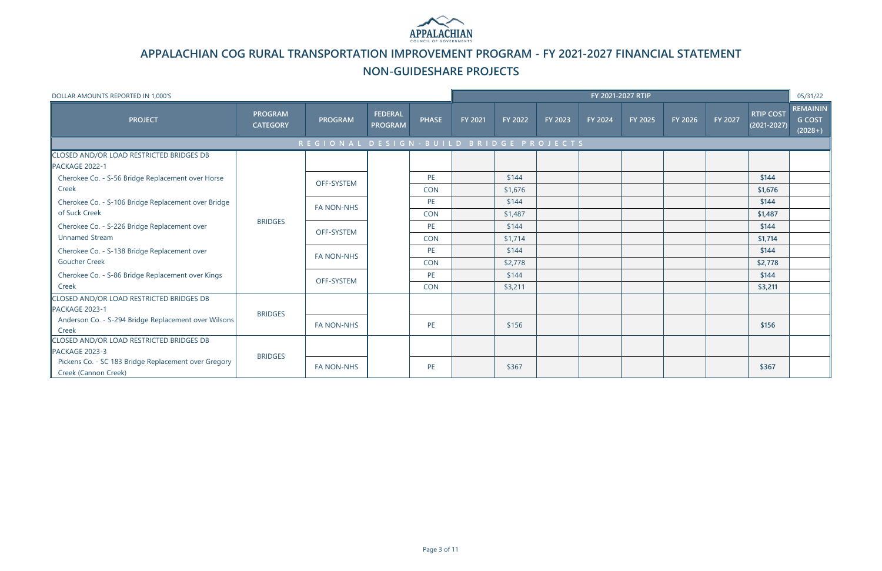# APPALACHIAN COG RURAL TRANSPORTATION IMPROVEMENT PROGRAM - FY 2021-2027 FINANCIAL STATEMENT

## NON-GUIDESHARE PROJECTS

DOLLAR AMOUNTS REPORTED IN 1,000'S

05/31/22

| PROJECT | PROGRAM CATEGORY | PROGRAM | FEDERAL PROGRAM | PHASE | FY 2021 | FY 2022 | FY 2023 | FY 2024 | FY 2025 | FY 2026 | FY 2027 | RTIP COST (2021-2027) | REMAINING COST (2028+) |
|---|---|---|---|---|---|---|---|---|---|---|---|---|---|
| **REGIONAL DESIGN-BUILD BRIDGE PROJECTS** | | | | | | | | | | | | | |
| CLOSED AND/OR LOAD RESTRICTED BRIDGES DB PACKAGE 2022-1 | BRIDGES | | | | | | | | | | | | |
| Cherokee Co. - S-56 Bridge Replacement over Horse Creek | BRIDGES | OFF-SYSTEM | | PE | | $144 | | | | | | $144 | |
| | | | | CON | | $1,676 | | | | | | $1,676 | |
| Cherokee Co. - S-106 Bridge Replacement over Bridge of Suck Creek | BRIDGES | FA NON-NHS | | PE | | $144 | | | | | | $144 | |
| | | | | CON | | $1,487 | | | | | | $1,487 | |
| Cherokee Co. - S-226 Bridge Replacement over Unnamed Stream | BRIDGES | OFF-SYSTEM | | PE | | $144 | | | | | | $144 | |
| | | | | CON | | $1,714 | | | | | | $1,714 | |
| Cherokee Co. - S-138 Bridge Replacement over Goucher Creek | BRIDGES | FA NON-NHS | | PE | | $144 | | | | | | $144 | |
| | | | | CON | | $2,778 | | | | | | $2,778 | |
| Cherokee Co. - S-86 Bridge Replacement over Kings Creek | BRIDGES | OFF-SYSTEM | | PE | | $144 | | | | | | $144 | |
| | | | | CON | | $3,211 | | | | | | $3,211 | |
| CLOSED AND/OR LOAD RESTRICTED BRIDGES DB PACKAGE 2023-1 | BRIDGES | | | | | | | | | | | | |
| Anderson Co. - S-294 Bridge Replacement over Wilsons Creek | BRIDGES | FA NON-NHS | | PE | | $156 | | | | | | $156 | |
| CLOSED AND/OR LOAD RESTRICTED BRIDGES DB PACKAGE 2023-3 | BRIDGES | | | | | | | | | | | | |
| Pickens Co. - SC 183 Bridge Replacement over Gregory Creek (Cannon Creek) | BRIDGES | FA NON-NHS | | PE | | $367 | | | | | | $367 | |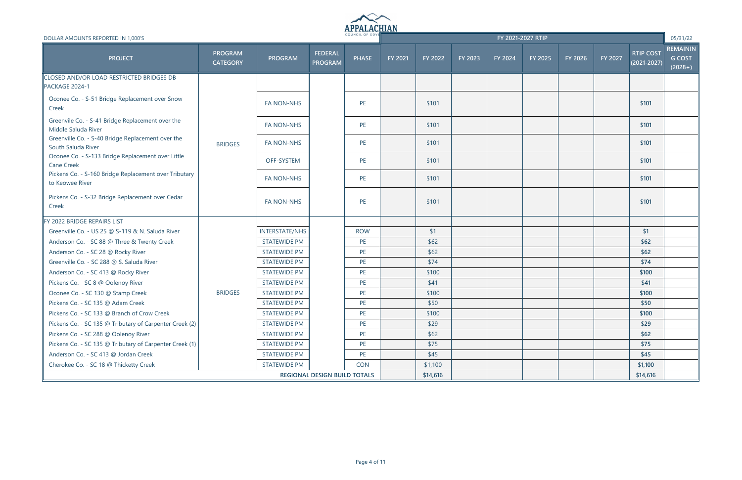DOLLAR AMOUNTS REPORTED IN 1,000'S

05/31/22

| PROJECT | PROGRAM CATEGORY | PROGRAM | FEDERAL PROGRAM | PHASE | FY 2021 | FY 2022 | FY 2023 | FY 2024 | FY 2025 | FY 2026 | FY 2027 | RTIP COST (2021-2027) | REMAINING COST (2028+) |
|---|---|---|---|---|---|---|---|---|---|---|---|---|---|
| | | | | | FY 2021-2027 RTIP | | | | | | | | |
| CLOSED AND/OR LOAD RESTRICTED BRIDGES DB PACKAGE 2024-1 | | | | | | | | | | | | | |
| Oconee Co. - S-51 Bridge Replacement over Snow Creek | BRIDGES | FA NON-NHS | | PE | | $101 | | | | | | $101 | |
| Greenvile Co. - S-41 Bridge Replacement over the Middle Saluda River | BRIDGES | FA NON-NHS | | PE | | $101 | | | | | | $101 | |
| Greenville Co. - S-40 Bridge Replacement over the South Saluda River | BRIDGES | FA NON-NHS | | PE | | $101 | | | | | | $101 | |
| Oconee Co. - S-133 Bridge Replacement over Little Cane Creek | BRIDGES | OFF-SYSTEM | | PE | | $101 | | | | | | $101 | |
| Pickens Co. - S-160 Bridge Replacement over Tributary to Keowee River | BRIDGES | FA NON-NHS | | PE | | $101 | | | | | | $101 | |
| Pickens Co. - S-32 Bridge Replacement over Cedar Creek | BRIDGES | FA NON-NHS | | PE | | $101 | | | | | | $101 | |
| FY 2022 BRIDGE REPAIRS LIST | | | | | | | | | | | | | |
| Greenville Co. - US 25 @ S-119 & N. Saluda River | BRIDGES | INTERSTATE/NHS | | ROW | | $1 | | | | | | $1 | |
| Anderson Co. - SC 88 @ Three & Twenty Creek | BRIDGES | STATEWIDE PM | | PE | | $62 | | | | | | $62 | |
| Anderson Co. - SC 28 @ Rocky River | BRIDGES | STATEWIDE PM | | PE | | $62 | | | | | | $62 | |
| Greenville Co. - SC 288 @ S. Saluda River | BRIDGES | STATEWIDE PM | | PE | | $74 | | | | | | $74 | |
| Anderson Co. - SC 413 @ Rocky River | BRIDGES | STATEWIDE PM | | PE | | $100 | | | | | | $100 | |
| Pickens Co. - SC 8 @ Oolenoy River | BRIDGES | STATEWIDE PM | | PE | | $41 | | | | | | $41 | |
| Oconee Co. - SC 130 @ Stamp Creek | BRIDGES | STATEWIDE PM | | PE | | $100 | | | | | | $100 | |
| Pickens Co. - SC 135 @ Adam Creek | BRIDGES | STATEWIDE PM | | PE | | $50 | | | | | | $50 | |
| Pickens Co. - SC 133 @ Branch of Crow Creek | BRIDGES | STATEWIDE PM | | PE | | $100 | | | | | | $100 | |
| Pickens Co. - SC 135 @ Tributary of Carpenter Creek (2) | BRIDGES | STATEWIDE PM | | PE | | $29 | | | | | | $29 | |
| Pickens Co. - SC 288 @ Oolenoy River | BRIDGES | STATEWIDE PM | | PE | | $62 | | | | | | $62 | |
| Pickens Co. - SC 135 @ Tributary of Carpenter Creek (1) | BRIDGES | STATEWIDE PM | | PE | | $75 | | | | | | $75 | |
| Anderson Co. - SC 413 @ Jordan Creek | BRIDGES | STATEWIDE PM | | PE | | $45 | | | | | | $45 | |
| Cherokee Co. - SC 18 @ Thicketty Creek | BRIDGES | STATEWIDE PM | | CON | | $1,100 | | | | | | $1,100 | |
| REGIONAL DESIGN BUILD TOTALS | | | | | | $14,616 | | | | | | $14,616 | |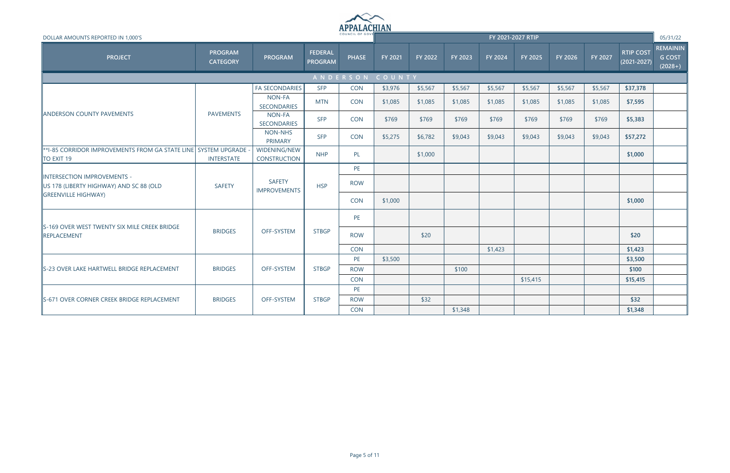APPALACHIAN COUNCIL OF GOVERNMENTS

DOLLAR AMOUNTS REPORTED IN 1,000'S

05/31/22

| PROJECT | PROGRAM CATEGORY | PROGRAM | FEDERAL PROGRAM | PHASE | FY 2021-2027 RTIP | | | | | | | | |
|---|---|---|---|---|---|---|---|---|---|---|---|---|---|
| | | | | | FY 2021 | FY 2022 | FY 2023 | FY 2024 | FY 2025 | FY 2026 | FY 2027 | RTIP COST (2021-2027) | REMAINING COST (2028+) |
| **ANDERSON COUNTY** | | | | | | | | | | | | | |
| ANDERSON COUNTY PAVEMENTS | PAVEMENTS | FA SECONDARIES | SFP | CON | $3,976 | $5,567 | $5,567 | $5,567 | $5,567 | $5,567 | $5,567 | **$37,378** | |
| | | NON-FA SECONDARIES | MTN | CON | $1,085 | $1,085 | $1,085 | $1,085 | $1,085 | $1,085 | $1,085 | **$7,595** | |
| | | NON-FA SECONDARIES | SFP | CON | $769 | $769 | $769 | $769 | $769 | $769 | $769 | **$5,383** | |
| | | NON-NHS PRIMARY | SFP | CON | $5,275 | $6,782 | $9,043 | $9,043 | $9,043 | $9,043 | $9,043 | **$57,272** | |
| **I-85 CORRIDOR IMPROVEMENTS FROM GA STATE LINE TO EXIT 19 | SYSTEM UPGRADE - INTERSTATE | WIDENING/NEW CONSTRUCTION | NHP | PL | | $1,000 | | | | | | **$1,000** | |
| INTERSECTION IMPROVEMENTS - US 178 (LIBERTY HIGHWAY) AND SC 88 (OLD GREENVILLE HIGHWAY) | SAFETY | SAFETY IMPROVEMENTS | HSP | PE | | | | | | | | | |
| | | | | ROW | | | | | | | | | |
| | | | | CON | $1,000 | | | | | | | **$1,000** | |
| S-169 OVER WEST TWENTY SIX MILE CREEK BRIDGE REPLACEMENT | BRIDGES | OFF-SYSTEM | STBGP | PE | | | | | | | | | |
| | | | | ROW | | $20 | | | | | | **$20** | |
| | | | | CON | | | | $1,423 | | | | **$1,423** | |
| S-23 OVER LAKE HARTWELL BRIDGE REPLACEMENT | BRIDGES | OFF-SYSTEM | STBGP | PE | $3,500 | | | | | | | **$3,500** | |
| | | | | ROW | | | $100 | | | | | **$100** | |
| | | | | CON | | | | | $15,415 | | | **$15,415** | |
| S-671 OVER CORNER CREEK BRIDGE REPLACEMENT | BRIDGES | OFF-SYSTEM | STBGP | PE | | | | | | | | | |
| | | | | ROW | | $32 | | | | | | **$32** | |
| | | | | CON | | | $1,348 | | | | | **$1,348** | |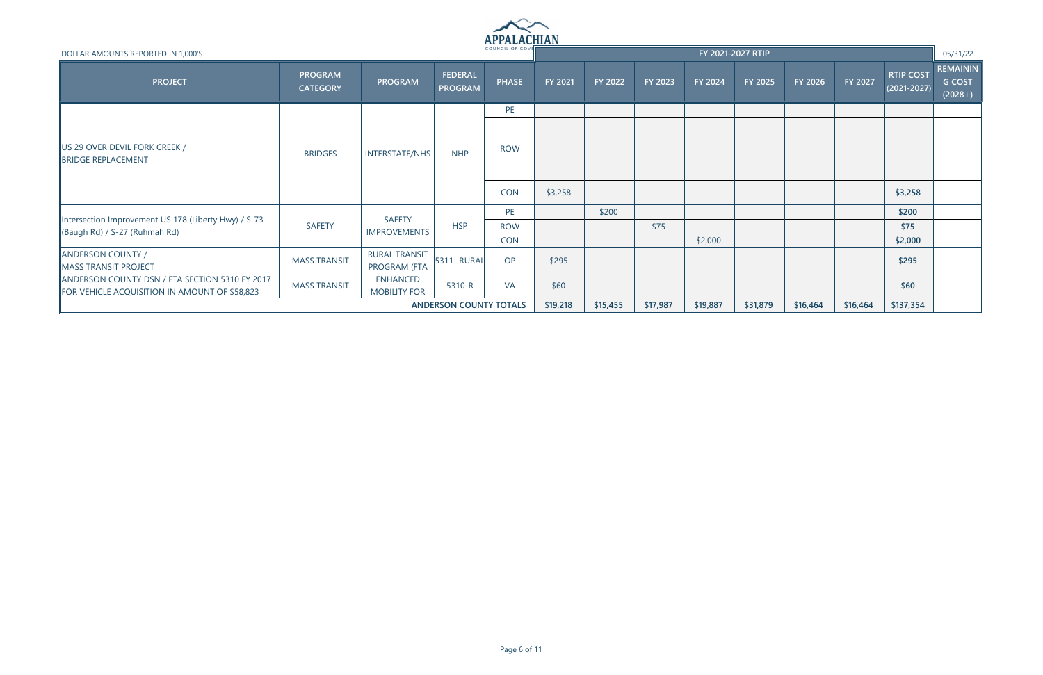APPALACHIAN COUNCIL OF GOVERNMENTS

DOLLAR AMOUNTS REPORTED IN 1,000'S

05/31/22

| PROJECT | PROGRAM CATEGORY | PROGRAM | FEDERAL PROGRAM | PHASE | FY 2021-2027 RTIP FY 2021 | FY 2022 | FY 2023 | FY 2024 | FY 2025 | FY 2026 | FY 2027 | RTIP COST (2021-2027) | REMAINING COST (2028+) |
|---|---|---|---|---|---|---|---|---|---|---|---|---|---|
| US 29 OVER DEVIL FORK CREEK / BRIDGE REPLACEMENT | BRIDGES | INTERSTATE/NHS | NHP | PE | | | | | | | | | |
| | | | | ROW | | | | | | | | | |
| | | | | CON | $3,258 | | | | | | | $3,258 | |
| Intersection Improvement US 178 (Liberty Hwy) / S-73 (Baugh Rd) / S-27 (Ruhmah Rd) | SAFETY | SAFETY IMPROVEMENTS | HSP | PE | | $200 | | | | | | $200 | |
| | | | | ROW | | | $75 | | | | | $75 | |
| | | | | CON | | | | $2,000 | | | | $2,000 | |
| ANDERSON COUNTY / MASS TRANSIT PROJECT | MASS TRANSIT | RURAL TRANSIT PROGRAM (FTA | 5311- RURAL | OP | $295 | | | | | | | $295 | |
| ANDERSON COUNTY DSN / FTA SECTION 5310 FY 2017 FOR VEHICLE ACQUISITION IN AMOUNT OF $58,823 | MASS TRANSIT | ENHANCED MOBILITY FOR | 5310-R | VA | $60 | | | | | | | $60 | |
| ANDERSON COUNTY TOTALS | | | | | $19,218 | $15,455 | $17,987 | $19,887 | $31,879 | $16,464 | $16,464 | $137,354 | |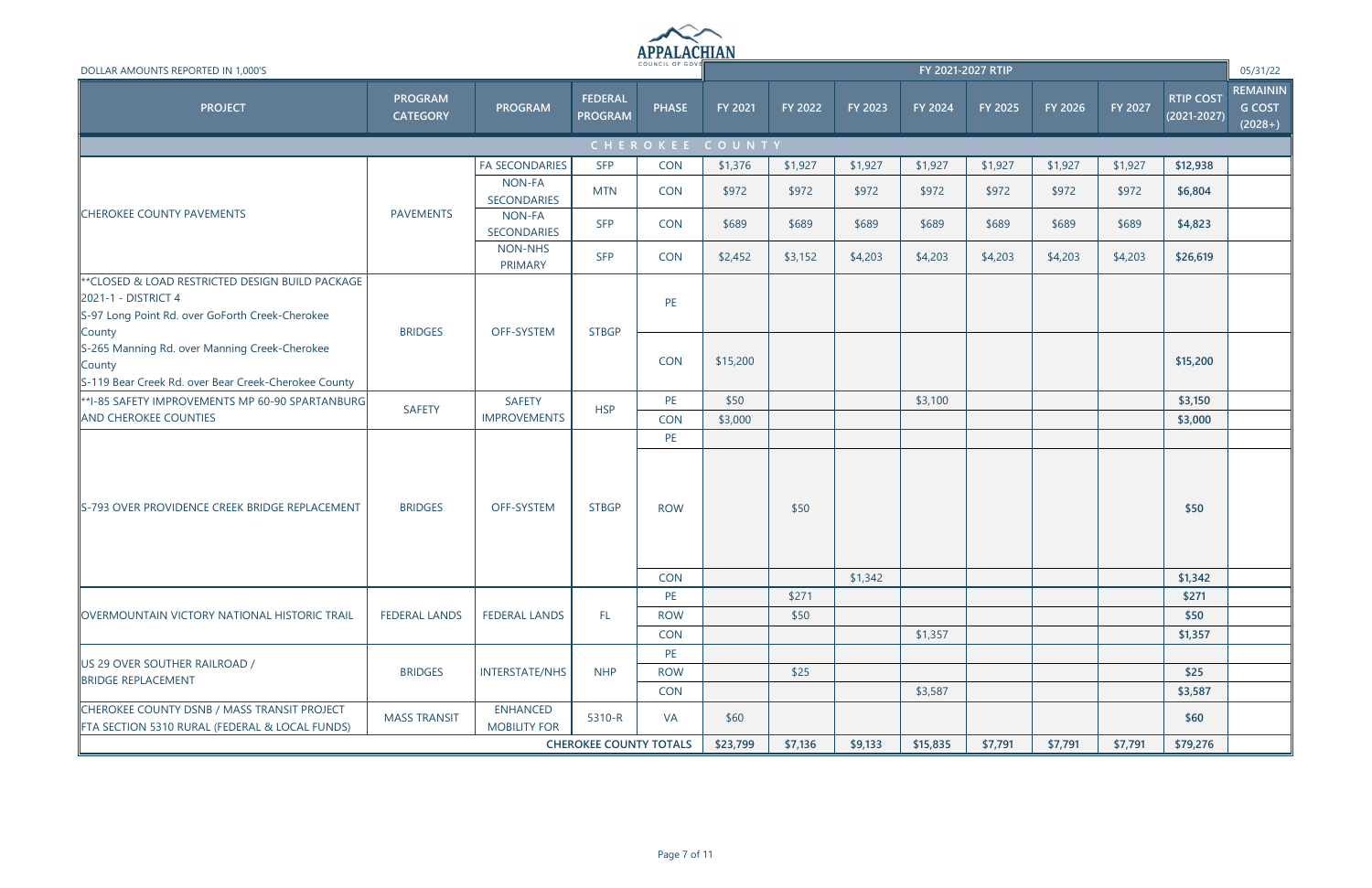DOLLAR AMOUNTS REPORTED IN 1,000'S

APPALACHIAN COUNCIL OF GOVERNMENTS

05/31/22

| PROJECT | PROGRAM CATEGORY | PROGRAM | FEDERAL PROGRAM | PHASE | FY 2021 | FY 2022 | FY 2023 | FY 2024 | FY 2025 | FY 2026 | FY 2027 | RTIP COST (2021-2027) | REMAINING COST (2028+) |
|---|---|---|---|---|---|---|---|---|---|---|---|---|---|
| | | | | | FY 2021-2027 RTIP | | | | | | | | |
| **CHEROKEE COUNTY** | | | | | | | | | | | | | |
| CHEROKEE COUNTY PAVEMENTS | PAVEMENTS | FA SECONDARIES | SFP | CON | $1,376 | $1,927 | $1,927 | $1,927 | $1,927 | $1,927 | $1,927 | $12,938 | |
| | | NON-FA SECONDARIES | MTN | CON | $972 | $972 | $972 | $972 | $972 | $972 | $972 | $6,804 | |
| | | NON-FA SECONDARIES | SFP | CON | $689 | $689 | $689 | $689 | $689 | $689 | $689 | $4,823 | |
| | | NON-NHS PRIMARY | SFP | CON | $2,452 | $3,152 | $4,203 | $4,203 | $4,203 | $4,203 | $4,203 | $26,619 | |
| **CLOSED & LOAD RESTRICTED DESIGN BUILD PACKAGE 2021-1 - DISTRICT 4<br>S-97 Long Point Rd. over GoForth Creek-Cherokee County<br>S-265 Manning Rd. over Manning Creek-Cherokee County<br>S-119 Bear Creek Rd. over Bear Creek-Cherokee County | BRIDGES | OFF-SYSTEM | STBGP | PE | | | | | | | | | |
| | | | | CON | $15,200 | | | | | | | $15,200 | |
| **I-85 SAFETY IMPROVEMENTS MP 60-90 SPARTANBURG AND CHEROKEE COUNTIES | SAFETY | SAFETY IMPROVEMENTS | HSP | PE | $50 | | | $3,100 | | | | $3,150 | |
| | | | | CON | $3,000 | | | | | | | $3,000 | |
| S-793 OVER PROVIDENCE CREEK BRIDGE REPLACEMENT | BRIDGES | OFF-SYSTEM | STBGP | PE | | | | | | | | | |
| | | | | ROW | | $50 | | | | | | $50 | |
| | | | | CON | | | $1,342 | | | | | $1,342 | |
| OVERMOUNTAIN VICTORY NATIONAL HISTORIC TRAIL | FEDERAL LANDS | FEDERAL LANDS | FL | PE | | $271 | | | | | | $271 | |
| | | | | ROW | | $50 | | | | | | $50 | |
| | | | | CON | | | | $1,357 | | | | $1,357 | |
| US 29 OVER SOUTHER RAILROAD / BRIDGE REPLACEMENT | BRIDGES | INTERSTATE/NHS | NHP | PE | | | | | | | | | |
| | | | | ROW | | $25 | | | | | | $25 | |
| | | | | CON | | | | $3,587 | | | | $3,587 | |
| CHEROKEE COUNTY DSNB / MASS TRANSIT PROJECT FTA SECTION 5310 RURAL (FEDERAL & LOCAL FUNDS) | MASS TRANSIT | ENHANCED MOBILITY FOR | 5310-R | VA | $60 | | | | | | | $60 | |
| | | | **CHEROKEE COUNTY TOTALS** | | $23,799 | $7,136 | $9,133 | $15,835 | $7,791 | $7,791 | $7,791 | $79,276 | |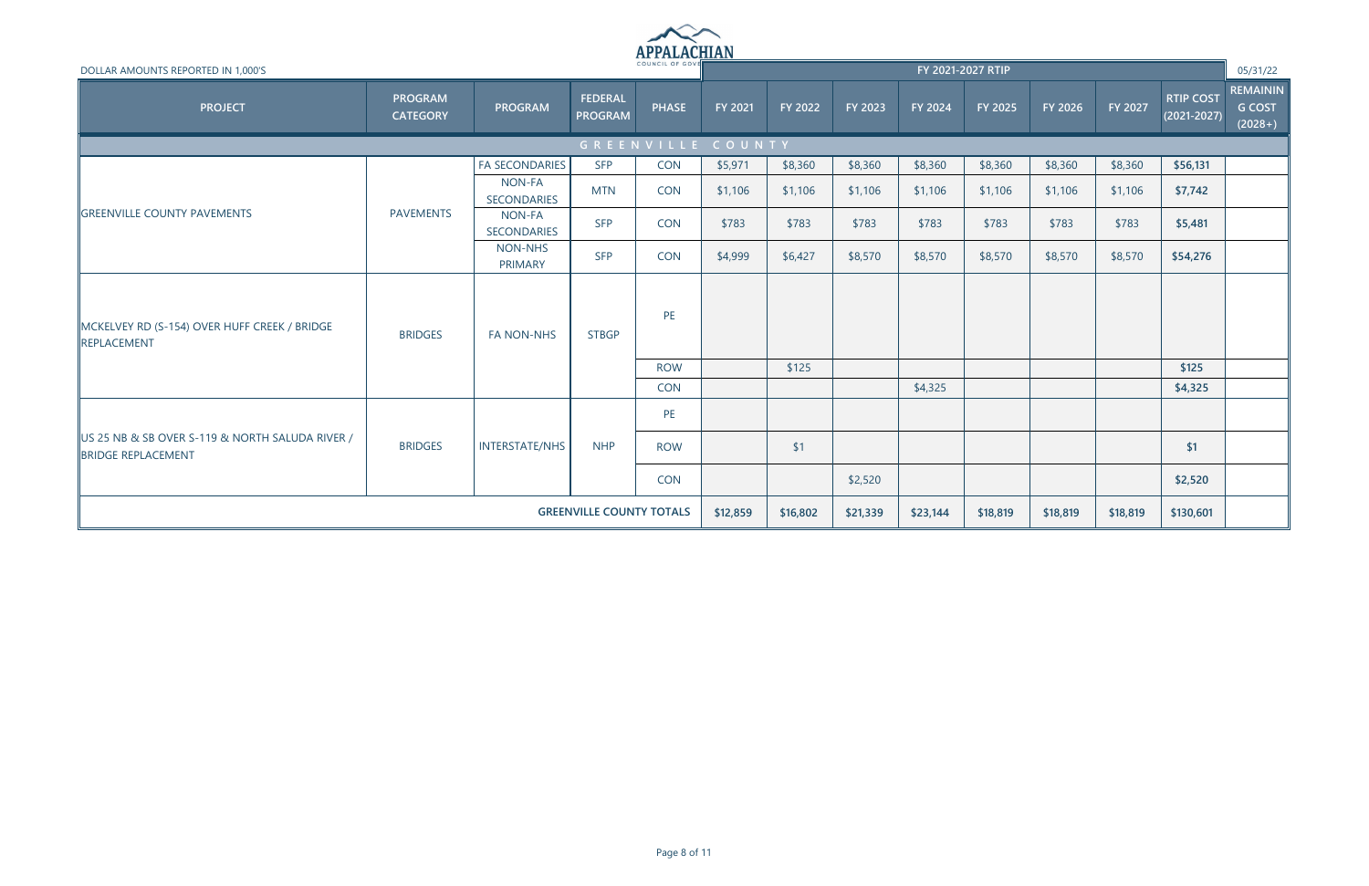DOLLAR AMOUNTS REPORTED IN 1,000'S

APPALACHIAN COUNCIL OF GOVERNMENTS

05/31/22

| PROJECT | PROGRAM CATEGORY | PROGRAM | FEDERAL PROGRAM | PHASE | FY 2021 | FY 2022 | FY 2023 | FY 2024 | FY 2025 | FY 2026 | FY 2027 | RTIP COST (2021-2027) | REMAINING COST (2028+) |
|---|---|---|---|---|---|---|---|---|---|---|---|---|---|
| | | | | | FY 2021-2027 RTIP | | | | | | | | |
| **GREENVILLE COUNTY** | | | | | | | | | | | | | |
| GREENVILLE COUNTY PAVEMENTS | PAVEMENTS | FA SECONDARIES | SFP | CON | $5,971 | $8,360 | $8,360 | $8,360 | $8,360 | $8,360 | $8,360 | $56,131 | |
| | | NON-FA SECONDARIES | MTN | CON | $1,106 | $1,106 | $1,106 | $1,106 | $1,106 | $1,106 | $1,106 | $7,742 | |
| | | NON-FA SECONDARIES | SFP | CON | $783 | $783 | $783 | $783 | $783 | $783 | $783 | $5,481 | |
| | | NON-NHS PRIMARY | SFP | CON | $4,999 | $6,427 | $8,570 | $8,570 | $8,570 | $8,570 | $8,570 | $54,276 | |
| MCKELVEY RD (S-154) OVER HUFF CREEK / BRIDGE REPLACEMENT | BRIDGES | FA NON-NHS | STBGP | PE | | | | | | | | | |
| | | | | ROW | | $125 | | | | | | $125 | |
| | | | | CON | | | | $4,325 | | | | $4,325 | |
| US 25 NB & SB OVER S-119 & NORTH SALUDA RIVER / BRIDGE REPLACEMENT | BRIDGES | INTERSTATE/NHS | NHP | PE | | | | | | | | | |
| | | | | ROW | | $1 | | | | | | $1 | |
| | | | | CON | | | $2,520 | | | | | $2,520 | |
| **GREENVILLE COUNTY TOTALS** | | | | | $12,859 | $16,802 | $21,339 | $23,144 | $18,819 | $18,819 | $18,819 | $130,601 | |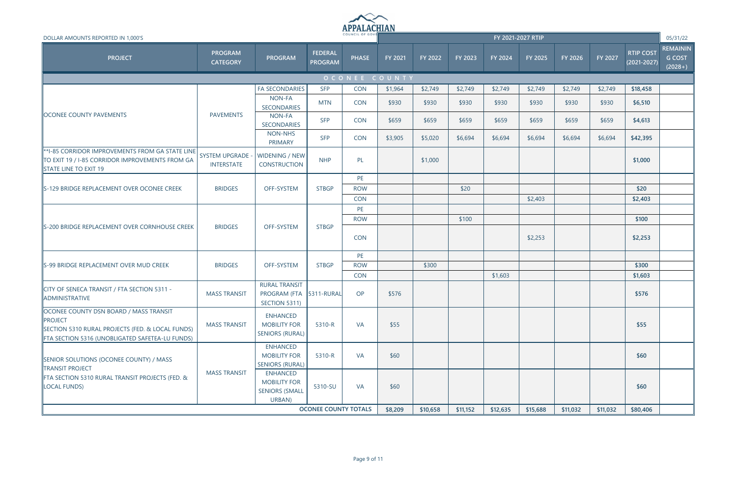DOLLAR AMOUNTS REPORTED IN 1,000'S

05/31/22

| PROJECT | PROGRAM CATEGORY | PROGRAM | FEDERAL PROGRAM | PHASE | FY 2021 | FY 2022 | FY 2023 | FY 2024 | FY 2025 | FY 2026 | FY 2027 | RTIP COST (2021-2027) | REMAINING COST (2028+) |
|---|---|---|---|---|---|---|---|---|---|---|---|---|---|
| | | | | | FY 2021-2027 RTIP | | | | | | | | |
| **OCONEE COUNTY** | | | | | | | | | | | | | |
| OCONEE COUNTY PAVEMENTS | PAVEMENTS | FA SECONDARIES | SFP | CON | $1,964 | $2,749 | $2,749 | $2,749 | $2,749 | $2,749 | $2,749 | **$18,458** | |
| | | NON-FA SECONDARIES | MTN | CON | $930 | $930 | $930 | $930 | $930 | $930 | $930 | **$6,510** | |
| | | NON-FA SECONDARIES | SFP | CON | $659 | $659 | $659 | $659 | $659 | $659 | $659 | **$4,613** | |
| | | NON-NHS PRIMARY | SFP | CON | $3,905 | $5,020 | $6,694 | $6,694 | $6,694 | $6,694 | $6,694 | **$42,395** | |
| **I-85 CORRIDOR IMPROVEMENTS FROM GA STATE LINE TO EXIT 19 / I-85 CORRIDOR IMPROVEMENTS FROM GA STATE LINE TO EXIT 19 | SYSTEM UPGRADE - INTERSTATE | WIDENING / NEW CONSTRUCTION | NHP | PL | | $1,000 | | | | | | **$1,000** | |
| S-129 BRIDGE REPLACEMENT OVER OCONEE CREEK | BRIDGES | OFF-SYSTEM | STBGP | PE | | | | | | | | | |
| | | | | ROW | | | $20 | | | | | **$20** | |
| | | | | CON | | | | | $2,403 | | | **$2,403** | |
| S-200 BRIDGE REPLACEMENT OVER CORNHOUSE CREEK | BRIDGES | OFF-SYSTEM | STBGP | PE | | | | | | | | | |
| | | | | ROW | | | $100 | | | | | **$100** | |
| | | | | CON | | | | | $2,253 | | | **$2,253** | |
| S-99 BRIDGE REPLACEMENT OVER MUD CREEK | BRIDGES | OFF-SYSTEM | STBGP | PE | | | | | | | | | |
| | | | | ROW | | $300 | | | | | | **$300** | |
| | | | | CON | | | | $1,603 | | | | **$1,603** | |
| CITY OF SENECA TRANSIT / FTA SECTION 5311 - ADMINISTRATIVE | MASS TRANSIT | RURAL TRANSIT PROGRAM (FTA SECTION 5311) | 5311-RURAL | OP | $576 | | | | | | | **$576** | |
| OCONEE COUNTY DSN BOARD / MASS TRANSIT PROJECT SECTION 5310 RURAL PROJECTS (FED. & LOCAL FUNDS) FTA SECTION 5316 (UNOBLIGATED SAFETEA-LU FUNDS) | MASS TRANSIT | ENHANCED MOBILITY FOR SENIORS (RURAL) | 5310-R | VA | $55 | | | | | | | **$55** | |
| SENIOR SOLUTIONS (OCONEE COUNTY) / MASS TRANSIT PROJECT FTA SECTION 5310 RURAL TRANSIT PROJECTS (FED. & LOCAL FUNDS) | MASS TRANSIT | ENHANCED MOBILITY FOR SENIORS (RURAL) | 5310-R | VA | $60 | | | | | | | **$60** | |
| | | ENHANCED MOBILITY FOR SENIORS (SMALL URBAN) | 5310-SU | VA | $60 | | | | | | | **$60** | |
| | | | **OCONEE COUNTY TOTALS** | | **$8,209** | **$10,658** | **$11,152** | **$12,635** | **$15,688** | **$11,032** | **$11,032** | **$80,406** | |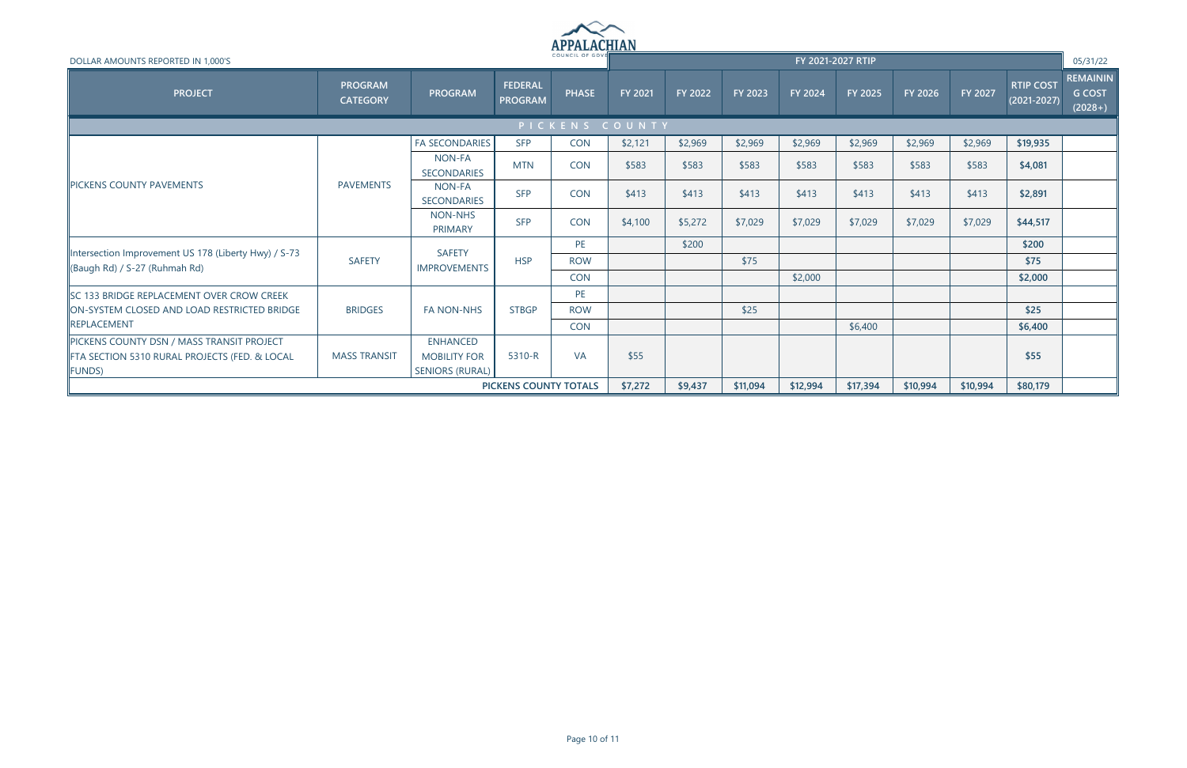APPALACHIAN COUNCIL OF GOVERNMENTS

DOLLAR AMOUNTS REPORTED IN 1,000'S

05/31/22

| PROJECT | PROGRAM CATEGORY | PROGRAM | FEDERAL PROGRAM | PHASE | FY 2021 | FY 2022 | FY 2023 | FY 2024 | FY 2025 | FY 2026 | FY 2027 | RTIP COST (2021-2027) | REMAINING COST (2028+) |
|---|---|---|---|---|---|---|---|---|---|---|---|---|---|
| | | | | | FY 2021-2027 RTIP | | | | | | | | |
| **PICKENS COUNTY** | | | | | | | | | | | | | |
| PICKENS COUNTY PAVEMENTS | PAVEMENTS | FA SECONDARIES | SFP | CON | $2,121 | $2,969 | $2,969 | $2,969 | $2,969 | $2,969 | $2,969 | $19,935 | |
| | | NON-FA SECONDARIES | MTN | CON | $583 | $583 | $583 | $583 | $583 | $583 | $583 | $4,081 | |
| | | NON-FA SECONDARIES | SFP | CON | $413 | $413 | $413 | $413 | $413 | $413 | $413 | $2,891 | |
| | | NON-NHS PRIMARY | SFP | CON | $4,100 | $5,272 | $7,029 | $7,029 | $7,029 | $7,029 | $7,029 | $44,517 | |
| Intersection Improvement US 178 (Liberty Hwy) / S-73 (Baugh Rd) / S-27 (Ruhmah Rd) | SAFETY | SAFETY IMPROVEMENTS | HSP | PE | | $200 | | | | | | $200 | |
| | | | | ROW | | | $75 | | | | | $75 | |
| | | | | CON | | | | $2,000 | | | | $2,000 | |
| SC 133 BRIDGE REPLACEMENT OVER CROW CREEK ON-SYSTEM CLOSED AND LOAD RESTRICTED BRIDGE REPLACEMENT | BRIDGES | FA NON-NHS | STBGP | PE | | | | | | | | | |
| | | | | ROW | | | $25 | | | | | $25 | |
| | | | | CON | | | | | $6,400 | | | $6,400 | |
| PICKENS COUNTY DSN / MASS TRANSIT PROJECT FTA SECTION 5310 RURAL PROJECTS (FED. & LOCAL FUNDS) | MASS TRANSIT | ENHANCED MOBILITY FOR SENIORS (RURAL) | 5310-R | VA | $55 | | | | | | | $55 | |
| | | | | **PICKENS COUNTY TOTALS** | **$7,272** | **$9,437** | **$11,094** | **$12,994** | **$17,394** | **$10,994** | **$10,994** | **$80,179** | |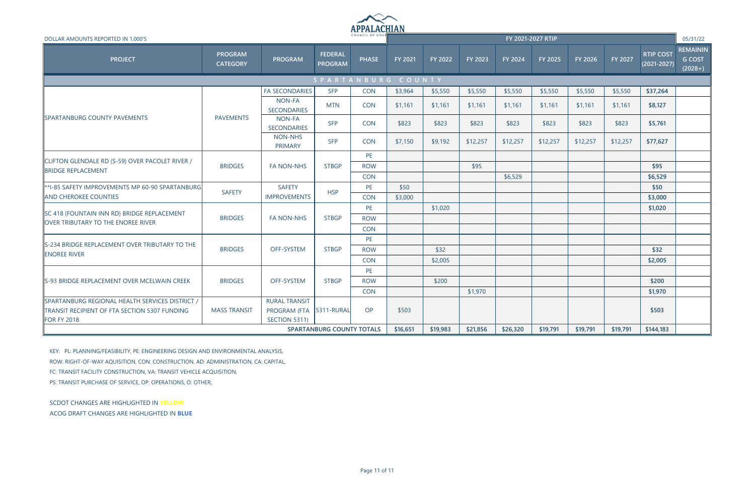APPALACHIAN COUNCIL OF GOVERNMENTS

DOLLAR AMOUNTS REPORTED IN 1,000'S

05/31/22

| PROJECT | PROGRAM CATEGORY | PROGRAM | FEDERAL PROGRAM | PHASE | FY 2021 | FY 2022 | FY 2023 | FY 2024 | FY 2025 | FY 2026 | FY 2027 | RTIP COST (2021-2027) | REMAINING COST (2028+) |
|---|---|---|---|---|---|---|---|---|---|---|---|---|---|
| | | | | | FY 2021-2027 RTIP | | | | | | | | |
| **SPARTANBURG COUNTY** | | | | | | | | | | | | | |
| SPARTANBURG COUNTY PAVEMENTS | PAVEMENTS | FA SECONDARIES | SFP | CON | $3,964 | $5,550 | $5,550 | $5,550 | $5,550 | $5,550 | $5,550 | $37,264 | |
| | | NON-FA SECONDARIES | MTN | CON | $1,161 | $1,161 | $1,161 | $1,161 | $1,161 | $1,161 | $1,161 | $8,127 | |
| | | NON-FA SECONDARIES | SFP | CON | $823 | $823 | $823 | $823 | $823 | $823 | $823 | $5,761 | |
| | | NON-NHS PRIMARY | SFP | CON | $7,150 | $9,192 | $12,257 | $12,257 | $12,257 | $12,257 | $12,257 | $77,627 | |
| CLIFTON GLENDALE RD (S-59) OVER PACOLET RIVER / BRIDGE REPLACEMENT | BRIDGES | FA NON-NHS | STBGP | PE | | | | | | | | | |
| | | | | ROW | | | $95 | | | | | $95 | |
| | | | | CON | | | | $6,529 | | | | $6,529 | |
| **I-85 SAFETY IMPROVEMENTS MP 60-90 SPARTANBURG AND CHEROKEE COUNTIES | SAFETY | SAFETY IMPROVEMENTS | HSP | PE | $50 | | | | | | | $50 | |
| | | | | CON | $3,000 | | | | | | | $3,000 | |
| SC 418 (FOUNTAIN INN RD) BRIDGE REPLACEMENT OVER TRIBUTARY TO THE ENOREE RIVER | BRIDGES | FA NON-NHS | STBGP | PE | | $1,020 | | | | | | $1,020 | |
| | | | | ROW | | | | | | | | | |
| | | | | CON | | | | | | | | | |
| S-234 BRIDGE REPLACEMENT OVER TRIBUTARY TO THE ENOREE RIVER | BRIDGES | OFF-SYSTEM | STBGP | PE | | | | | | | | | |
| | | | | ROW | | $32 | | | | | | $32 | |
| | | | | CON | | $2,005 | | | | | | $2,005 | |
| S-93 BRIDGE REPLACEMENT OVER MCELWAIN CREEK | BRIDGES | OFF-SYSTEM | STBGP | PE | | | | | | | | | |
| | | | | ROW | | $200 | | | | | | $200 | |
| | | | | CON | | | $1,970 | | | | | $1,970 | |
| SPARTANBURG REGIONAL HEALTH SERVICES DISTRICT / TRANSIT RECIPIENT OF FTA SECTION 5307 FUNDING FOR FY 2018 | MASS TRANSIT | RURAL TRANSIT PROGRAM (FTA SECTION 5311) | 5311-RURAL | OP | $503 | | | | | | | $503 | |
| **SPARTANBURG COUNTY TOTALS** | | | | | $16,651 | $19,983 | $21,856 | $26,320 | $19,791 | $19,791 | $19,791 | $144,183 | |

KEY: PL: PLANNING/FEASIBILITY, PE: ENGINEERING DESIGN AND ENVIRONMENTAL ANALYSIS,

ROW: RIGHT-OF-WAY AQUISITION, CON: CONSTRUCTION, AD: ADMINISTRATION, CA: CAPITAL,

FC: TRANSIT FACILITY CONSTRUCTION, VA: TRANSIT VEHICLE ACQUISITION,

PS: TRANSIT PURCHASE OF SERVICE, OP: OPERATIONS, O: OTHER,

SCDOT CHANGES ARE HIGHLIGHTED IN **YELLOW**

ACOG DRAFT CHANGES ARE HIGHLIGHTED IN **BLUE**